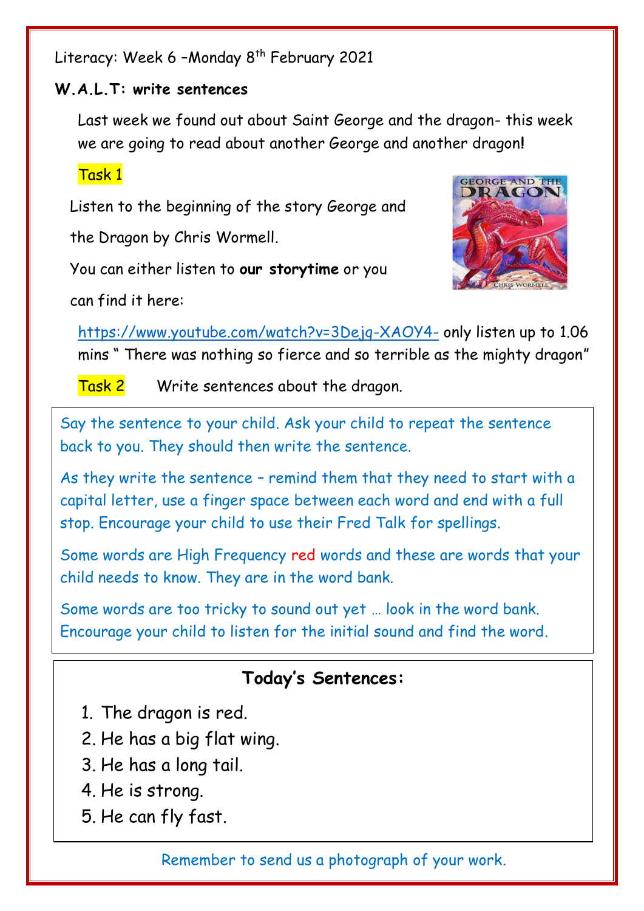Literacy: Week 6 –Monday 8th February 2021

**W.A.L.T: write sentences**

Last week we found out about Saint George and the dragon- this week we are going to read about another George and another dragon**!**

Task 1

Listen to the beginning of the story George and the Dragon by Chris Wormell.

You can either listen to **our storytime** or you can find it here:

https://www.youtube.com/watch?v=3Dejq-XAOY4- only listen up to 1.06 mins " There was nothing so fierce and so terrible as the mighty dragon"

Task 2 Write sentences about the dragon.

Say the sentence to your child. Ask your child to repeat the sentence back to you. They should then write the sentence.

As they write the sentence – remind them that they need to start with a capital letter, use a finger space between each word and end with a full stop. Encourage your child to use their Fred Talk for spellings.

Some words are High Frequency red words and these are words that your child needs to know. They are in the word bank.

Some words are too tricky to sound out yet … look in the word bank. Encourage your child to listen for the initial sound and find the word.

## Today's Sentences:

1. The dragon is red.
2. He has a big flat wing.
3. He has a long tail.
4. He is strong.
5. He can fly fast.

Remember to send us a photograph of your work.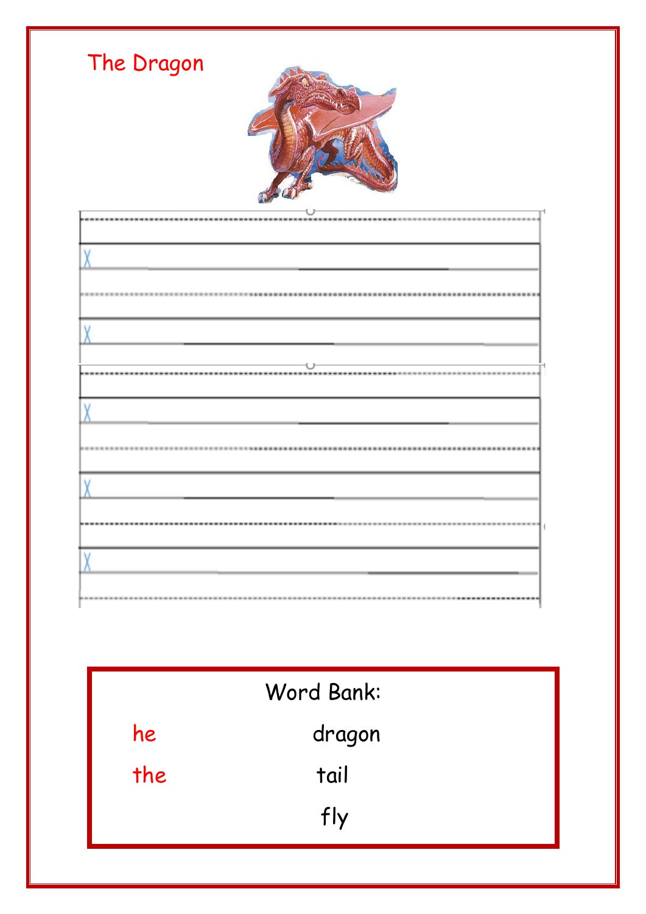The Dragon

Word Bank:

he

the

dragon

tail

fly